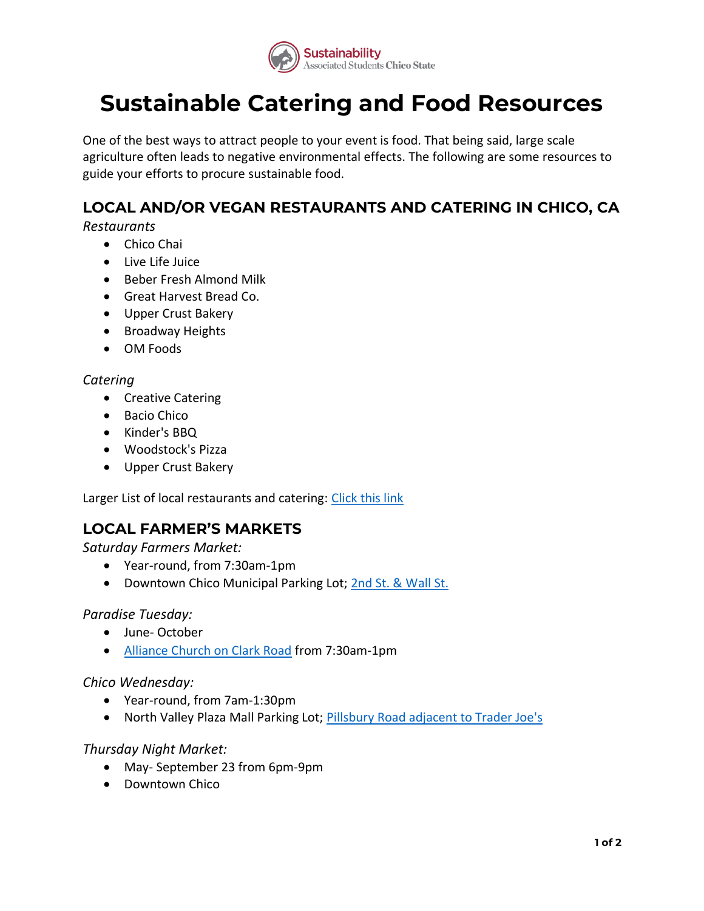Sustainability
Associated Students Chico State

# Sustainable Catering and Food Resources

One of the best ways to attract people to your event is food. That being said, large scale agriculture often leads to negative environmental effects. The following are some resources to guide your efforts to procure sustainable food.

## LOCAL AND/OR VEGAN RESTAURANTS AND CATERING IN CHICO, CA

*Restaurants*

- Chico Chai
- Live Life Juice
- Beber Fresh Almond Milk
- Great Harvest Bread Co.
- Upper Crust Bakery
- Broadway Heights
- OM Foods

*Catering*

- Creative Catering
- Bacio Chico
- Kinder's BBQ
- Woodstock's Pizza
- Upper Crust Bakery

Larger List of local restaurants and catering: Click this link

## LOCAL FARMER'S MARKETS

*Saturday Farmers Market:*

- Year-round, from 7:30am-1pm
- Downtown Chico Municipal Parking Lot; 2nd St. & Wall St.

*Paradise Tuesday:*

- June- October
- Alliance Church on Clark Road from 7:30am-1pm

*Chico Wednesday:*

- Year-round, from 7am-1:30pm
- North Valley Plaza Mall Parking Lot; Pillsbury Road adjacent to Trader Joe's

*Thursday Night Market:*

- May- September 23 from 6pm-9pm
- Downtown Chico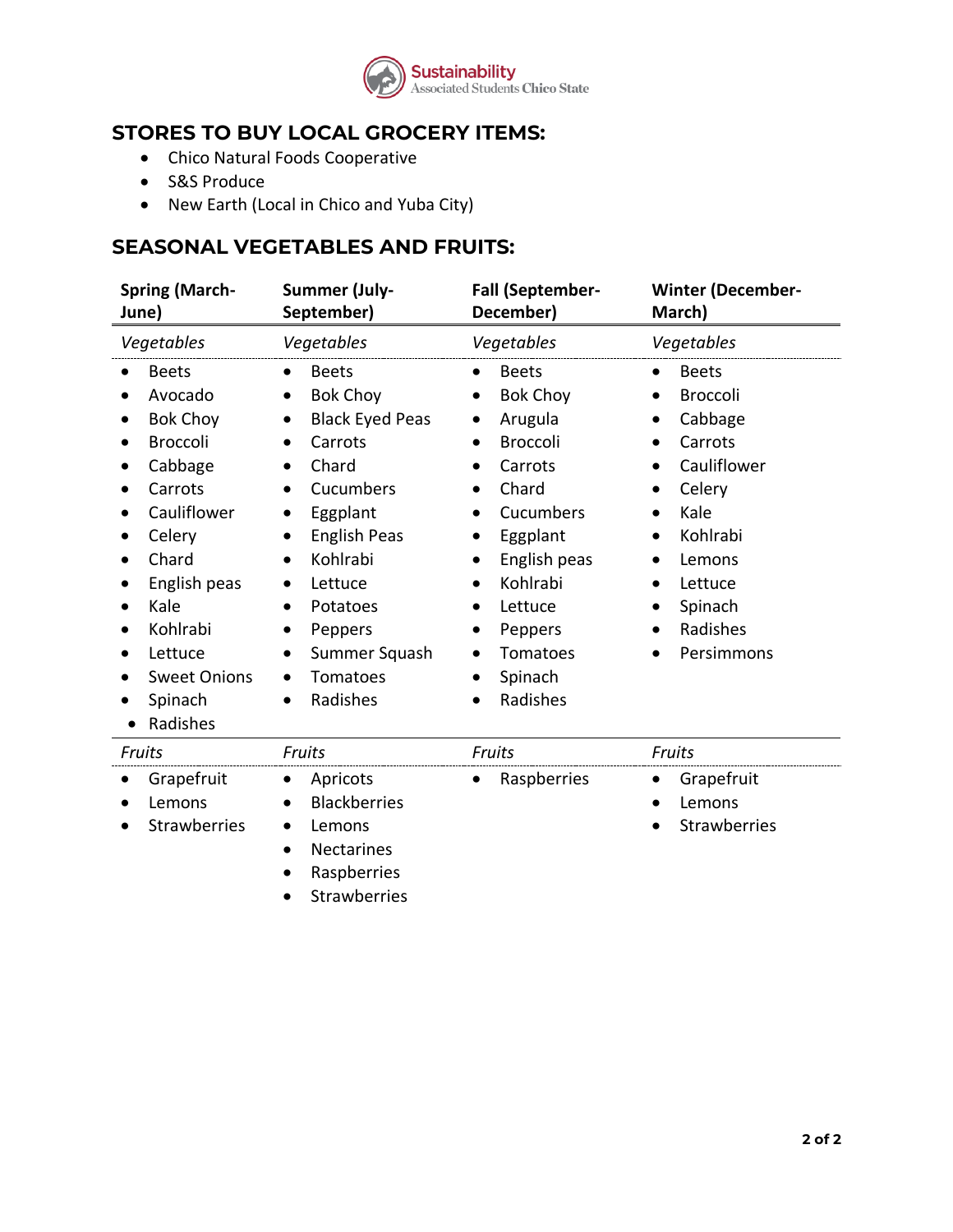Sustainability
Associated Students Chico State

## STORES TO BUY LOCAL GROCERY ITEMS:

- Chico Natural Foods Cooperative
- S&S Produce
- New Earth (Local in Chico and Yuba City)

## SEASONAL VEGETABLES AND FRUITS:

| Spring (March-June) | Summer (July-September) | Fall (September-December) | Winter (December-March) |
|---|---|---|---|
| *Vegetables* | *Vegetables* | *Vegetables* | *Vegetables* |
| • Beets<br>• Avocado<br>• Bok Choy<br>• Broccoli<br>• Cabbage<br>• Carrots<br>• Cauliflower<br>• Celery<br>• Chard<br>• English peas<br>• Kale<br>• Kohlrabi<br>• Lettuce<br>• Sweet Onions<br>• Spinach<br>• Radishes | • Beets<br>• Bok Choy<br>• Black Eyed Peas<br>• Carrots<br>• Chard<br>• Cucumbers<br>• Eggplant<br>• English Peas<br>• Kohlrabi<br>• Lettuce<br>• Potatoes<br>• Peppers<br>• Summer Squash<br>• Tomatoes<br>• Radishes | • Beets<br>• Bok Choy<br>• Arugula<br>• Broccoli<br>• Carrots<br>• Chard<br>• Cucumbers<br>• Eggplant<br>• English peas<br>• Kohlrabi<br>• Lettuce<br>• Peppers<br>• Tomatoes<br>• Spinach<br>• Radishes | • Beets<br>• Broccoli<br>• Cabbage<br>• Carrots<br>• Cauliflower<br>• Celery<br>• Kale<br>• Kohlrabi<br>• Lemons<br>• Lettuce<br>• Spinach<br>• Radishes<br>• Persimmons |
| *Fruits* | *Fruits* | *Fruits* | *Fruits* |
| • Grapefruit<br>• Lemons<br>• Strawberries | • Apricots<br>• Blackberries<br>• Lemons<br>• Nectarines<br>• Raspberries<br>• Strawberries | • Raspberries | • Grapefruit<br>• Lemons<br>• Strawberries |